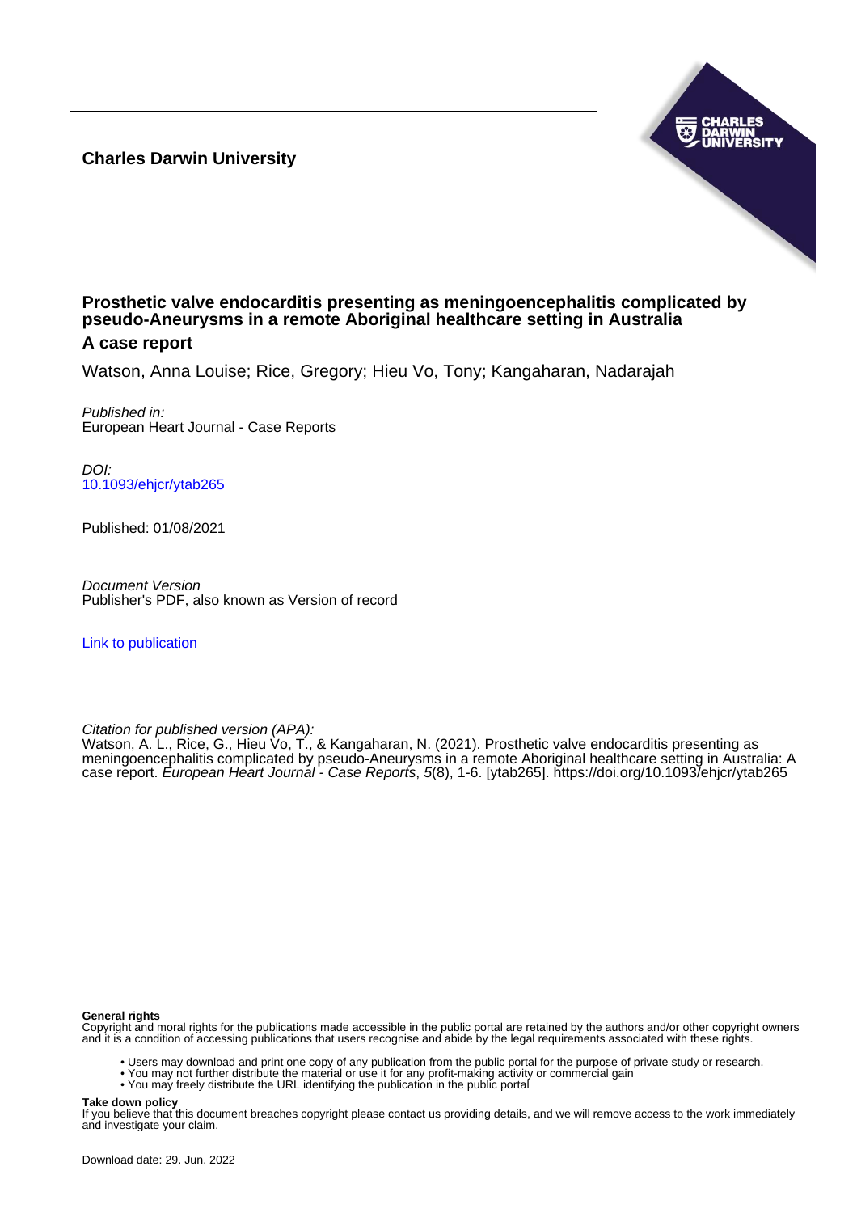**Charles Darwin University**

# Prosthetic valve endocarditis presenting as meningoencephalitis complicated by pseudo-Aneurysms in a remote Aboriginal healthcare setting in Australia

## A case report

Watson, Anna Louise; Rice, Gregory; Hieu Vo, Tony; Kangaharan, Nadarajah

*Published in:*
European Heart Journal - Case Reports

*DOI:*
10.1093/ehjcr/ytab265

Published: 01/08/2021

*Document Version*
Publisher's PDF, also known as Version of record

Link to publication

*Citation for published version (APA):*
Watson, A. L., Rice, G., Hieu Vo, T., & Kangaharan, N. (2021). Prosthetic valve endocarditis presenting as meningoencephalitis complicated by pseudo-Aneurysms in a remote Aboriginal healthcare setting in Australia: A case report. *European Heart Journal - Case Reports*, *5*(8), 1-6. [ytab265]. https://doi.org/10.1093/ehjcr/ytab265

**General rights**
Copyright and moral rights for the publications made accessible in the public portal are retained by the authors and/or other copyright owners and it is a condition of accessing publications that users recognise and abide by the legal requirements associated with these rights.

- Users may download and print one copy of any publication from the public portal for the purpose of private study or research.
- You may not further distribute the material or use it for any profit-making activity or commercial gain
- You may freely distribute the URL identifying the publication in the public portal

**Take down policy**
If you believe that this document breaches copyright please contact us providing details, and we will remove access to the work immediately and investigate your claim.

Download date: 29. Jun. 2022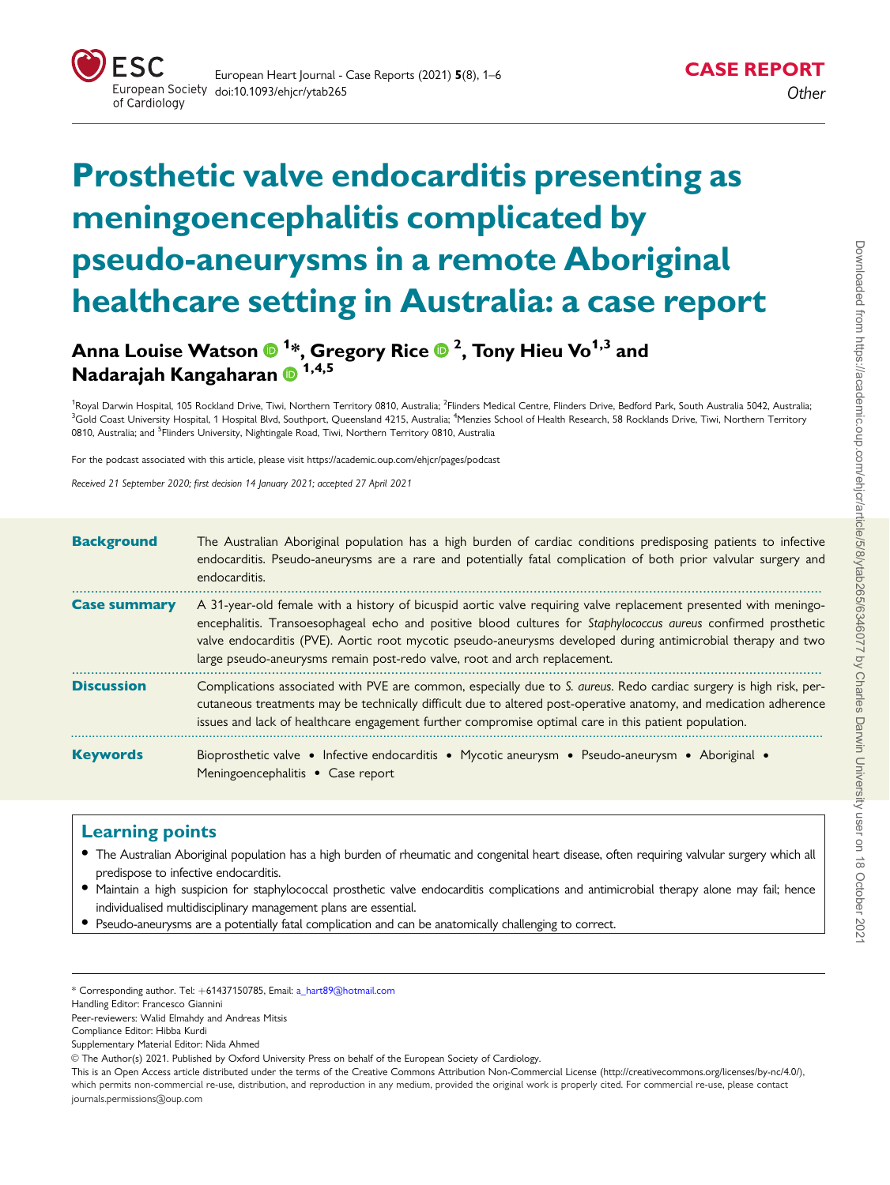# Prosthetic valve endocarditis presenting as meningoencephalitis complicated by pseudo-aneurysms in a remote Aboriginal healthcare setting in Australia: a case report

**Anna Louise Watson [1]*, Gregory Rice [2], Tony Hieu Vo[1,3] and Nadarajah Kangaharan [1,4,5]**

[1]Royal Darwin Hospital, 105 Rockland Drive, Tiwi, Northern Territory 0810, Australia; [2]Flinders Medical Centre, Flinders Drive, Bedford Park, South Australia 5042, Australia; [3]Gold Coast University Hospital, 1 Hospital Blvd, Southport, Queensland 4215, Australia; [4]Menzies School of Health Research, 58 Rocklands Drive, Tiwi, Northern Territory 0810, Australia; and [5]Flinders University, Nightingale Road, Tiwi, Northern Territory 0810, Australia

For the podcast associated with this article, please visit https://academic.oup.com/ehjcr/pages/podcast

*Received 21 September 2020; first decision 14 January 2021; accepted 27 April 2021*

**Background** The Australian Aboriginal population has a high burden of cardiac conditions predisposing patients to infective endocarditis. Pseudo-aneurysms are a rare and potentially fatal complication of both prior valvular surgery and endocarditis.

**Case summary** A 31-year-old female with a history of bicuspid aortic valve requiring valve replacement presented with meningo-encephalitis. Transoesophageal echo and positive blood cultures for *Staphylococcus aureus* confirmed prosthetic valve endocarditis (PVE). Aortic root mycotic pseudo-aneurysms developed during antimicrobial therapy and two large pseudo-aneurysms remain post-redo valve, root and arch replacement.

**Discussion** Complications associated with PVE are common, especially due to *S. aureus*. Redo cardiac surgery is high risk, percutaneous treatments may be technically difficult due to altered post-operative anatomy, and medication adherence issues and lack of healthcare engagement further compromise optimal care in this patient population.

**Keywords** Bioprosthetic valve • Infective endocarditis • Mycotic aneurysm • Pseudo-aneurysm • Aboriginal • Meningoencephalitis • Case report

## Learning points

- The Australian Aboriginal population has a high burden of rheumatic and congenital heart disease, often requiring valvular surgery which all predispose to infective endocarditis.
- Maintain a high suspicion for staphylococcal prosthetic valve endocarditis complications and antimicrobial therapy alone may fail; hence individualised multidisciplinary management plans are essential.
- Pseudo-aneurysms are a potentially fatal complication and can be anatomically challenging to correct.

\* Corresponding author. Tel: +61437150785, Email: a_hart89@hotmail.com

Handling Editor: Francesco Giannini

Peer-reviewers: Walid Elmahdy and Andreas Mitsis

Compliance Editor: Hibba Kurdi

Supplementary Material Editor: Nida Ahmed

© The Author(s) 2021. Published by Oxford University Press on behalf of the European Society of Cardiology.

This is an Open Access article distributed under the terms of the Creative Commons Attribution Non-Commercial License (http://creativecommons.org/licenses/by-nc/4.0/), which permits non-commercial re-use, distribution, and reproduction in any medium, provided the original work is properly cited. For commercial re-use, please contact journals.permissions@oup.com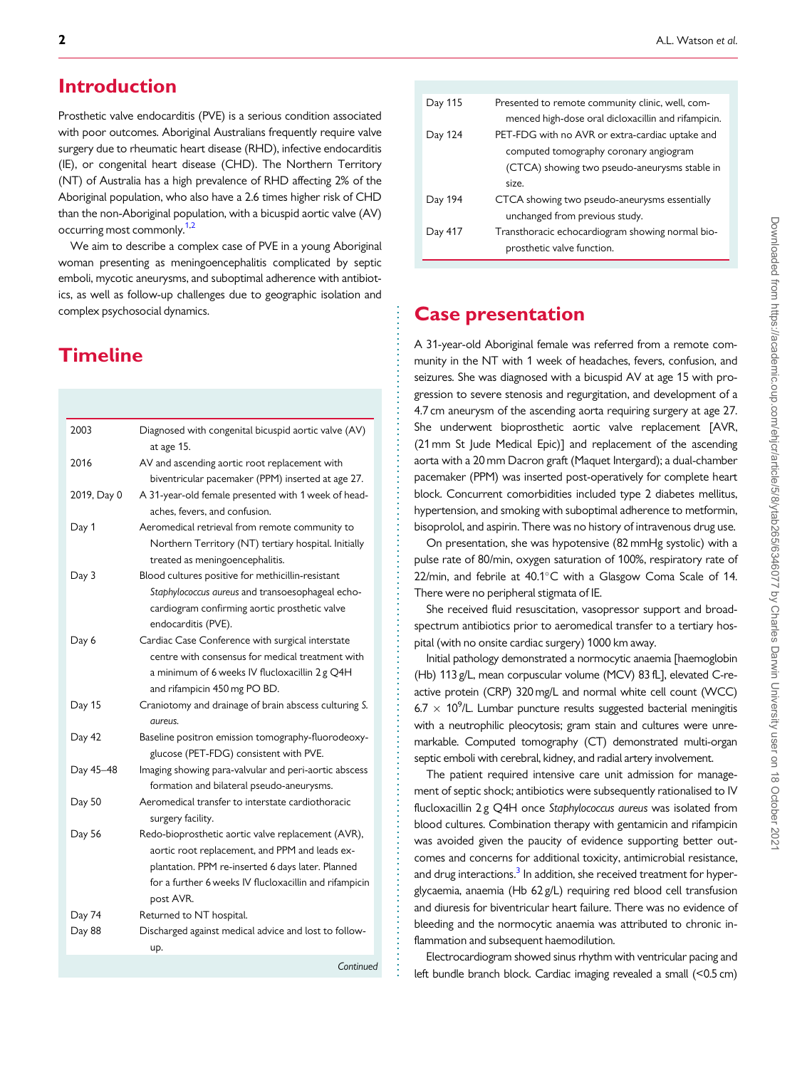## Introduction

Prosthetic valve endocarditis (PVE) is a serious condition associated with poor outcomes. Aboriginal Australians frequently require valve surgery due to rheumatic heart disease (RHD), infective endocarditis (IE), or congenital heart disease (CHD). The Northern Territory (NT) of Australia has a high prevalence of RHD affecting 2% of the Aboriginal population, who also have a 2.6 times higher risk of CHD than the non-Aboriginal population, with a bicuspid aortic valve (AV) occurring most commonly.[1,2]

We aim to describe a complex case of PVE in a young Aboriginal woman presenting as meningoencephalitis complicated by septic emboli, mycotic aneurysms, and suboptimal adherence with antibiotics, as well as follow-up challenges due to geographic isolation and complex psychosocial dynamics.

## Timeline

| | |
|---|---|
| 2003 | Diagnosed with congenital bicuspid aortic valve (AV) at age 15. |
| 2016 | AV and ascending aortic root replacement with biventricular pacemaker (PPM) inserted at age 27. |
| 2019, Day 0 | A 31-year-old female presented with 1 week of headaches, fevers, and confusion. |
| Day 1 | Aeromedical retrieval from remote community to Northern Territory (NT) tertiary hospital. Initially treated as meningoencephalitis. |
| Day 3 | Blood cultures positive for methicillin-resistant *Staphylococcus aureus* and transoesophageal echocardiogram confirming aortic prosthetic valve endocarditis (PVE). |
| Day 6 | Cardiac Case Conference with surgical interstate centre with consensus for medical treatment with a minimum of 6 weeks IV flucloxacillin 2 g Q4H and rifampicin 450 mg PO BD. |
| Day 15 | Craniotomy and drainage of brain abscess culturing *S. aureus*. |
| Day 42 | Baseline positron emission tomography-fluorodeoxyglucose (PET-FDG) consistent with PVE. |
| Day 45–48 | Imaging showing para-valvular and peri-aortic abscess formation and bilateral pseudo-aneurysms. |
| Day 50 | Aeromedical transfer to interstate cardiothoracic surgery facility. |
| Day 56 | Redo-bioprosthetic aortic valve replacement (AVR), aortic root replacement, and PPM and leads explantation. PPM re-inserted 6 days later. Planned for a further 6 weeks IV flucloxacillin and rifampicin post AVR. |
| Day 74 | Returned to NT hospital. |
| Day 88 | Discharged against medical advice and lost to follow-up. |
| Day 115 | Presented to remote community clinic, well, commenced high-dose oral dicloxacillin and rifampicin. |
| Day 124 | PET-FDG with no AVR or extra-cardiac uptake and computed tomography coronary angiogram (CTCA) showing two pseudo-aneurysms stable in size. |
| Day 194 | CTCA showing two pseudo-aneurysms essentially unchanged from previous study. |
| Day 417 | Transthoracic echocardiogram showing normal bioprosthetic valve function. |

## Case presentation

A 31-year-old Aboriginal female was referred from a remote community in the NT with 1 week of headaches, fevers, confusion, and seizures. She was diagnosed with a bicuspid AV at age 15 with progression to severe stenosis and regurgitation, and development of a 4.7 cm aneurysm of the ascending aorta requiring surgery at age 27. She underwent bioprosthetic aortic valve replacement [AVR, (21 mm St Jude Medical Epic)] and replacement of the ascending aorta with a 20 mm Dacron graft (Maquet Intergard); a dual-chamber pacemaker (PPM) was inserted post-operatively for complete heart block. Concurrent comorbidities included type 2 diabetes mellitus, hypertension, and smoking with suboptimal adherence to metformin, bisoprolol, and aspirin. There was no history of intravenous drug use.

On presentation, she was hypotensive (82 mmHg systolic) with a pulse rate of 80/min, oxygen saturation of 100%, respiratory rate of 22/min, and febrile at 40.1°C with a Glasgow Coma Scale of 14. There were no peripheral stigmata of IE.

She received fluid resuscitation, vasopressor support and broad-spectrum antibiotics prior to aeromedical transfer to a tertiary hospital (with no onsite cardiac surgery) 1000 km away.

Initial pathology demonstrated a normocytic anaemia [haemoglobin (Hb) 113 g/L, mean corpuscular volume (MCV) 83 fL], elevated C-reactive protein (CRP) 320 mg/L and normal white cell count (WCC) $6.7 \times 10^9$/L. Lumbar puncture results suggested bacterial meningitis with a neutrophilic pleocytosis; gram stain and cultures were unremarkable. Computed tomography (CT) demonstrated multi-organ septic emboli with cerebral, kidney, and radial artery involvement.

The patient required intensive care unit admission for management of septic shock; antibiotics were subsequently rationalised to IV flucloxacillin 2 g Q4H once *Staphylococcus aureus* was isolated from blood cultures. Combination therapy with gentamicin and rifampicin was avoided given the paucity of evidence supporting better outcomes and concerns for additional toxicity, antimicrobial resistance, and drug interactions.[3] In addition, she received treatment for hyperglycaemia, anaemia (Hb 62 g/L) requiring red blood cell transfusion and diuresis for biventricular heart failure. There was no evidence of bleeding and the normocytic anaemia was attributed to chronic inflammation and subsequent haemodilution.

Electrocardiogram showed sinus rhythm with ventricular pacing and left bundle branch block. Cardiac imaging revealed a small (<0.5 cm)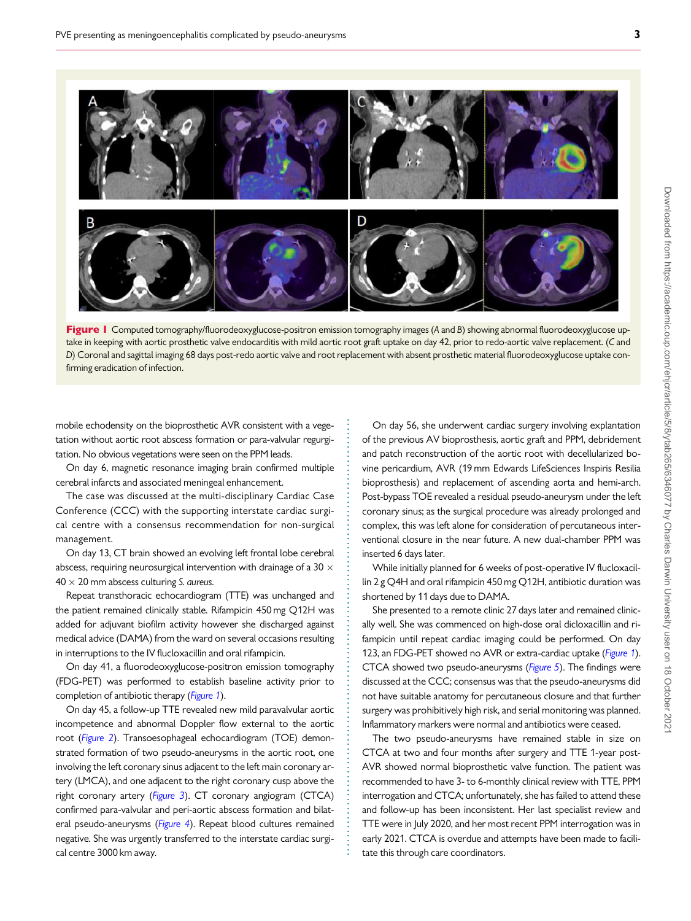**Figure 1** Computed tomography/fluorodeoxyglucose-positron emission tomography images (*A* and *B*) showing abnormal fluorodeoxyglucose uptake in keeping with aortic prosthetic valve endocarditis with mild aortic root graft uptake on day 42, prior to redo-aortic valve replacement. (*C* and *D*) Coronal and sagittal imaging 68 days post-redo aortic valve and root replacement with absent prosthetic material fluorodeoxyglucose uptake confirming eradication of infection.

mobile echodensity on the bioprosthetic AVR consistent with a vegetation without aortic root abscess formation or para-valvular regurgitation. No obvious vegetations were seen on the PPM leads.

On day 6, magnetic resonance imaging brain confirmed multiple cerebral infarcts and associated meningeal enhancement.

The case was discussed at the multi-disciplinary Cardiac Case Conference (CCC) with the supporting interstate cardiac surgical centre with a consensus recommendation for non-surgical management.

On day 13, CT brain showed an evolving left frontal lobe cerebral abscess, requiring neurosurgical intervention with drainage of a 30 × 40 × 20 mm abscess culturing *S. aureus*.

Repeat transthoracic echocardiogram (TTE) was unchanged and the patient remained clinically stable. Rifampicin 450 mg Q12H was added for adjuvant biofilm activity however she discharged against medical advice (DAMA) from the ward on several occasions resulting in interruptions to the IV flucloxacillin and oral rifampicin.

On day 41, a fluorodeoxyglucose-positron emission tomography (FDG-PET) was performed to establish baseline activity prior to completion of antibiotic therapy (*Figure 1*).

On day 45, a follow-up TTE revealed new mild paravalvular aortic incompetence and abnormal Doppler flow external to the aortic root (*Figure 2*). Transoesophageal echocardiogram (TOE) demonstrated formation of two pseudo-aneurysms in the aortic root, one involving the left coronary sinus adjacent to the left main coronary artery (LMCA), and one adjacent to the right coronary cusp above the right coronary artery (*Figure 3*). CT coronary angiogram (CTCA) confirmed para-valvular and peri-aortic abscess formation and bilateral pseudo-aneurysms (*Figure 4*). Repeat blood cultures remained negative. She was urgently transferred to the interstate cardiac surgical centre 3000 km away.

On day 56, she underwent cardiac surgery involving explantation of the previous AV bioprosthesis, aortic graft and PPM, debridement and patch reconstruction of the aortic root with decellularized bovine pericardium, AVR (19 mm Edwards LifeSciences Inspiris Resilia bioprosthesis) and replacement of ascending aorta and hemi-arch. Post-bypass TOE revealed a residual pseudo-aneurysm under the left coronary sinus; as the surgical procedure was already prolonged and complex, this was left alone for consideration of percutaneous interventional closure in the near future. A new dual-chamber PPM was inserted 6 days later.

While initially planned for 6 weeks of post-operative IV flucloxacillin 2 g Q4H and oral rifampicin 450 mg Q12H, antibiotic duration was shortened by 11 days due to DAMA.

She presented to a remote clinic 27 days later and remained clinically well. She was commenced on high-dose oral dicloxacillin and rifampicin until repeat cardiac imaging could be performed. On day 123, an FDG-PET showed no AVR or extra-cardiac uptake (*Figure 1*). CTCA showed two pseudo-aneurysms (*Figure 5*). The findings were discussed at the CCC; consensus was that the pseudo-aneurysms did not have suitable anatomy for percutaneous closure and that further surgery was prohibitively high risk, and serial monitoring was planned. Inflammatory markers were normal and antibiotics were ceased.

The two pseudo-aneurysms have remained stable in size on CTCA at two and four months after surgery and TTE 1-year post-AVR showed normal bioprosthetic valve function. The patient was recommended to have 3- to 6-monthly clinical review with TTE, PPM interrogation and CTCA; unfortunately, she has failed to attend these and follow-up has been inconsistent. Her last specialist review and TTE were in July 2020, and her most recent PPM interrogation was in early 2021. CTCA is overdue and attempts have been made to facilitate this through care coordinators.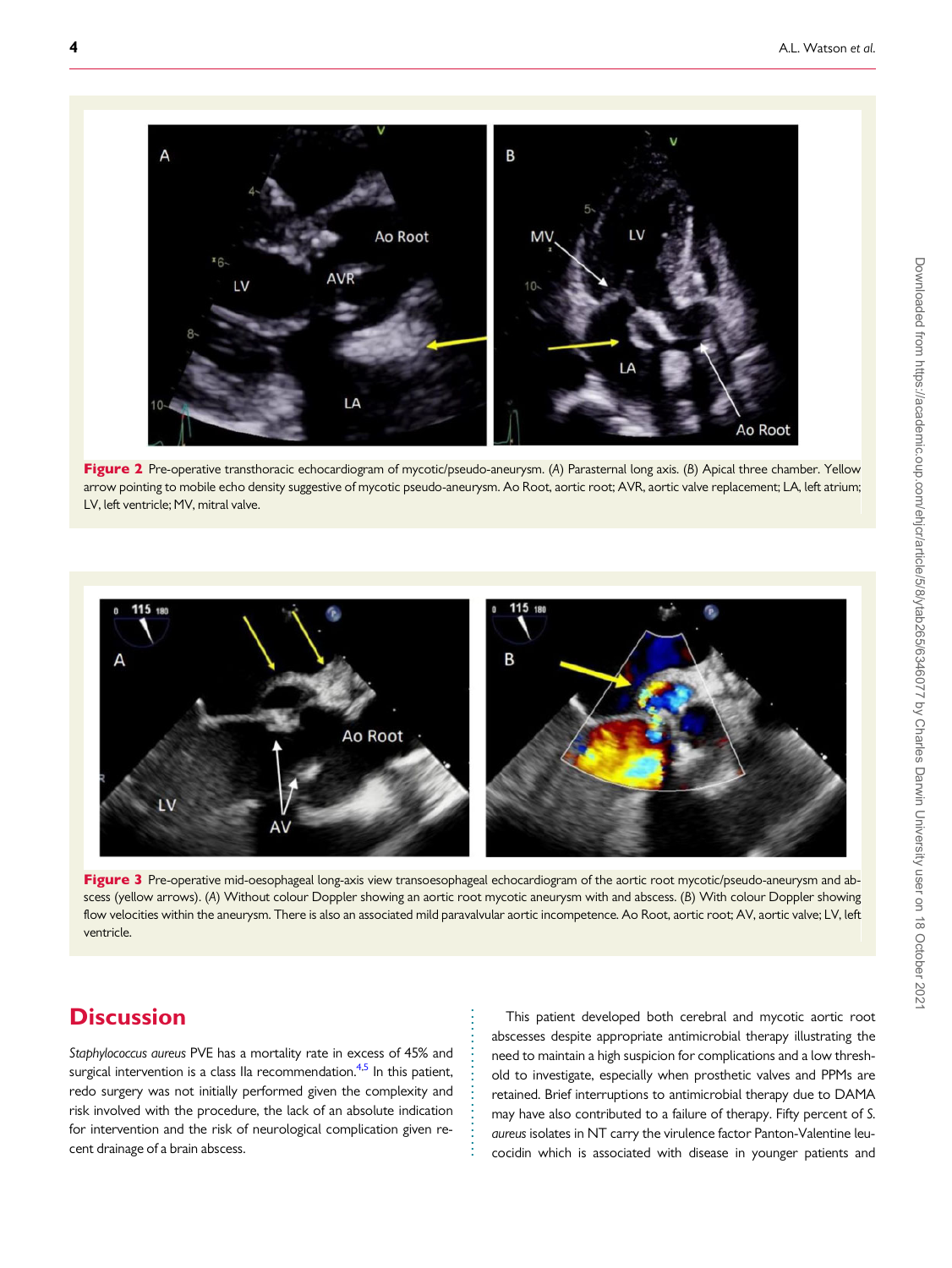**Figure 2** Pre-operative transthoracic echocardiogram of mycotic/pseudo-aneurysm. (*A*) Parasternal long axis. (*B*) Apical three chamber. Yellow arrow pointing to mobile echo density suggestive of mycotic pseudo-aneurysm. Ao Root, aortic root; AVR, aortic valve replacement; LA, left atrium; LV, left ventricle; MV, mitral valve.

**Figure 3** Pre-operative mid-oesophageal long-axis view transoesophageal echocardiogram of the aortic root mycotic/pseudo-aneurysm and abscess (yellow arrows). (*A*) Without colour Doppler showing an aortic root mycotic aneurysm with and abscess. (*B*) With colour Doppler showing flow velocities within the aneurysm. There is also an associated mild paravalvular aortic incompetence. Ao Root, aortic root; AV, aortic valve; LV, left ventricle.

## Discussion

*Staphylococcus aureus* PVE has a mortality rate in excess of 45% and surgical intervention is a class IIa recommendation.[4,5] In this patient, redo surgery was not initially performed given the complexity and risk involved with the procedure, the lack of an absolute indication for intervention and the risk of neurological complication given recent drainage of a brain abscess.

This patient developed both cerebral and mycotic aortic root abscesses despite appropriate antimicrobial therapy illustrating the need to maintain a high suspicion for complications and a low threshold to investigate, especially when prosthetic valves and PPMs are retained. Brief interruptions to antimicrobial therapy due to DAMA may have also contributed to a failure of therapy. Fifty percent of *S. aureus* isolates in NT carry the virulence factor Panton-Valentine leucocidin which is associated with disease in younger patients and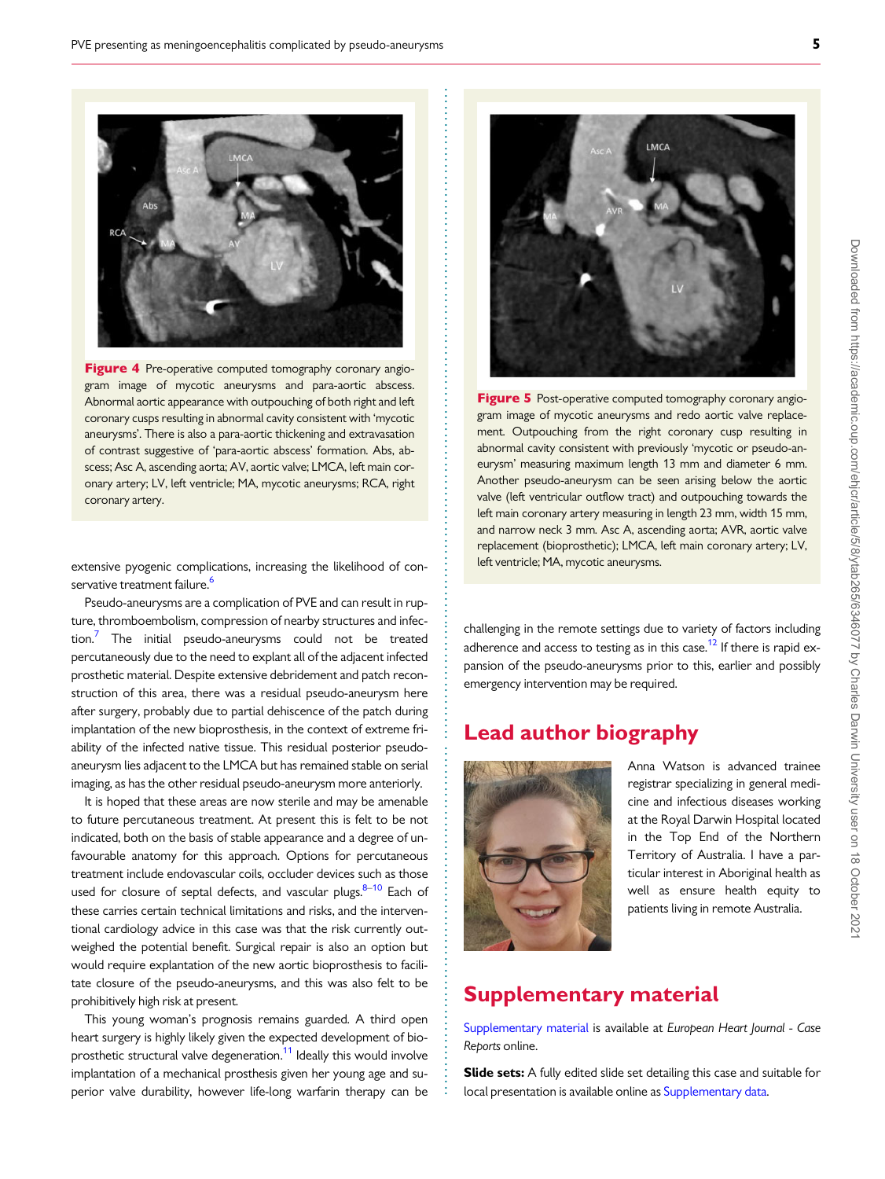**Figure 4** Pre-operative computed tomography coronary angiogram image of mycotic aneurysms and para-aortic abscess. Abnormal aortic appearance with outpouching of both right and left coronary cusps resulting in abnormal cavity consistent with 'mycotic aneurysms'. There is also a para-aortic thickening and extravasation of contrast suggestive of 'para-aortic abscess' formation. Abs, abscess; Asc A, ascending aorta; AV, aortic valve; LMCA, left main coronary artery; LV, left ventricle; MA, mycotic aneurysms; RCA, right coronary artery.

**Figure 5** Post-operative computed tomography coronary angiogram image of mycotic aneurysms and redo aortic valve replacement. Outpouching from the right coronary cusp resulting in abnormal cavity consistent with previously 'mycotic or pseudo-aneurysm' measuring maximum length 13 mm and diameter 6 mm. Another pseudo-aneurysm can be seen arising below the aortic valve (left ventricular outflow tract) and outpouching towards the left main coronary artery measuring in length 23 mm, width 15 mm, and narrow neck 3 mm. Asc A, ascending aorta; AVR, aortic valve replacement (bioprosthetic); LMCA, left main coronary artery; LV, left ventricle; MA, mycotic aneurysms.

extensive pyogenic complications, increasing the likelihood of conservative treatment failure.[6]

Pseudo-aneurysms are a complication of PVE and can result in rupture, thromboembolism, compression of nearby structures and infection.[7] The initial pseudo-aneurysms could not be treated percutaneously due to the need to explant all of the adjacent infected prosthetic material. Despite extensive debridement and patch reconstruction of this area, there was a residual pseudo-aneurysm here after surgery, probably due to partial dehiscence of the patch during implantation of the new bioprosthesis, in the context of extreme friability of the infected native tissue. This residual posterior pseudo-aneurysm lies adjacent to the LMCA but has remained stable on serial imaging, as has the other residual pseudo-aneurysm more anteriorly.

It is hoped that these areas are now sterile and may be amenable to future percutaneous treatment. At present this is felt to be not indicated, both on the basis of stable appearance and a degree of unfavourable anatomy for this approach. Options for percutaneous treatment include endovascular coils, occluder devices such as those used for closure of septal defects, and vascular plugs.[8–10] Each of these carries certain technical limitations and risks, and the interventional cardiology advice in this case was that the risk currently outweighed the potential benefit. Surgical repair is also an option but would require explantation of the new aortic bioprosthesis to facilitate closure of the pseudo-aneurysms, and this was also felt to be prohibitively high risk at present.

This young woman's prognosis remains guarded. A third open heart surgery is highly likely given the expected development of bioprosthetic structural valve degeneration.[11] Ideally this would involve implantation of a mechanical prosthesis given her young age and superior valve durability, however life-long warfarin therapy can be challenging in the remote settings due to variety of factors including adherence and access to testing as in this case.[12] If there is rapid expansion of the pseudo-aneurysms prior to this, earlier and possibly emergency intervention may be required.

## Lead author biography

Anna Watson is advanced trainee registrar specializing in general medicine and infectious diseases working at the Royal Darwin Hospital located in the Top End of the Northern Territory of Australia. I have a particular interest in Aboriginal health as well as ensure health equity to patients living in remote Australia.

## Supplementary material

Supplementary material is available at *European Heart Journal - Case Reports* online.

**Slide sets:** A fully edited slide set detailing this case and suitable for local presentation is available online as Supplementary data.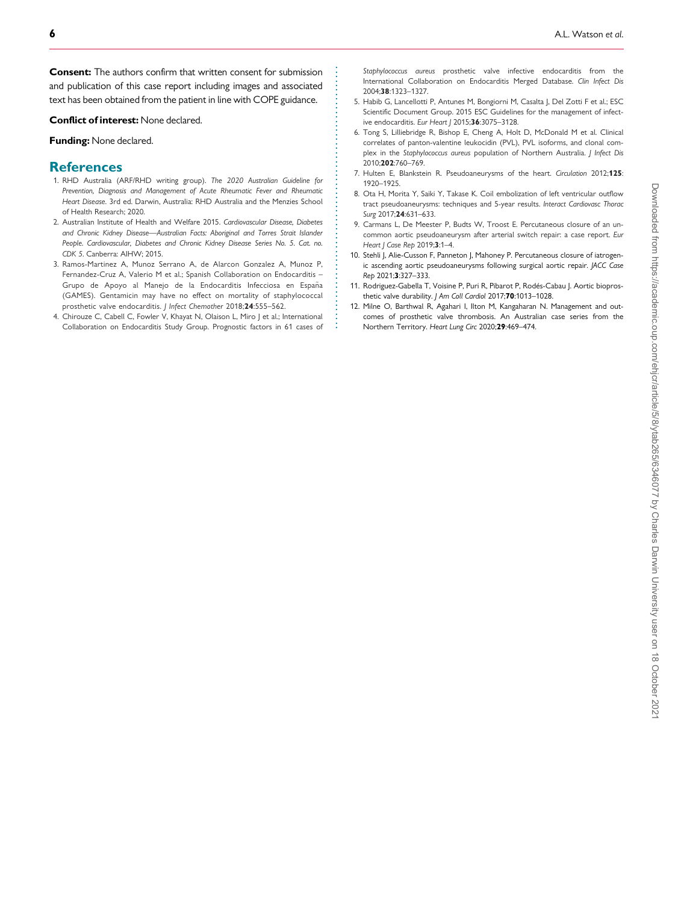**Consent:** The authors confirm that written consent for submission and publication of this case report including images and associated text has been obtained from the patient in line with COPE guidance.

**Conflict of interest:** None declared.

**Funding:** None declared.

## References

1. RHD Australia (ARF/RHD writing group). *The 2020 Australian Guideline for Prevention, Diagnosis and Management of Acute Rheumatic Fever and Rheumatic Heart Disease*. 3rd ed. Darwin, Australia: RHD Australia and the Menzies School of Health Research; 2020.
2. Australian Institute of Health and Welfare 2015. *Cardiovascular Disease, Diabetes and Chronic Kidney Disease—Australian Facts: Aboriginal and Torres Strait Islander People. Cardiovascular, Diabetes and Chronic Kidney Disease Series No. 5. Cat. no. CDK 5*. Canberra: AIHW; 2015.
3. Ramos-Martinez A, Munoz Serrano A, de Alarcon Gonzalez A, Munoz P, Fernandez-Cruz A, Valerio M et al.; Spanish Collaboration on Endocarditis – Grupo de Apoyo al Manejo de la Endocarditis Infecciosa en España (GAMES). Gentamicin may have no effect on mortality of staphylococcal prosthetic valve endocarditis. *J Infect Chemother* 2018;**24**:555–562.
4. Chirouze C, Cabell C, Fowler V, Khayat N, Olaison L, Miro J et al.; International Collaboration on Endocarditis Study Group. Prognostic factors in 61 cases of *Staphylococcus aureus* prosthetic valve infective endocarditis from the International Collaboration on Endocarditis Merged Database. *Clin Infect Dis* 2004;**38**:1323–1327.
5. Habib G, Lancellotti P, Antunes M, Bongiorni M, Casalta J, Del Zotti F et al.; ESC Scientific Document Group. 2015 ESC Guidelines for the management of infective endocarditis. *Eur Heart J* 2015;**36**:3075–3128.
6. Tong S, Lilliebridge R, Bishop E, Cheng A, Holt D, McDonald M et al. Clinical correlates of panton-valentine leukocidin (PVL), PVL isoforms, and clonal complex in the *Staphylococcus aureus* population of Northern Australia. *J Infect Dis* 2010;**202**:760–769.
7. Hulten E, Blankstein R. Pseudoaneurysms of the heart. *Circulation* 2012;**125**:1920–1925.
8. Ota H, Morita Y, Saiki Y, Takase K. Coil embolization of left ventricular outflow tract pseudoaneurysms: techniques and 5-year results. *Interact Cardiovasc Thorac Surg* 2017;**24**:631–633.
9. Carmans L, De Meester P, Budts W, Troost E. Percutaneous closure of an uncommon aortic pseudoaneurysm after arterial switch repair: a case report. *Eur Heart J Case Rep* 2019;**3**:1–4.
10. Stehli J, Alie-Cusson F, Panneton J, Mahoney P. Percutaneous closure of iatrogenic ascending aortic pseudoaneurysms following surgical aortic repair. *JACC Case Rep* 2021;**3**:327–333.
11. Rodriguez-Gabella T, Voisine P, Puri R, Pibarot P, Rodés-Cabau J. Aortic bioprosthetic valve durability. *J Am Coll Cardiol* 2017;**70**:1013–1028.
12. Milne O, Barthwal R, Agahari I, Ilton M, Kangaharan N. Management and outcomes of prosthetic valve thrombosis. An Australian case series from the Northern Territory. *Heart Lung Circ* 2020;**29**:469–474.